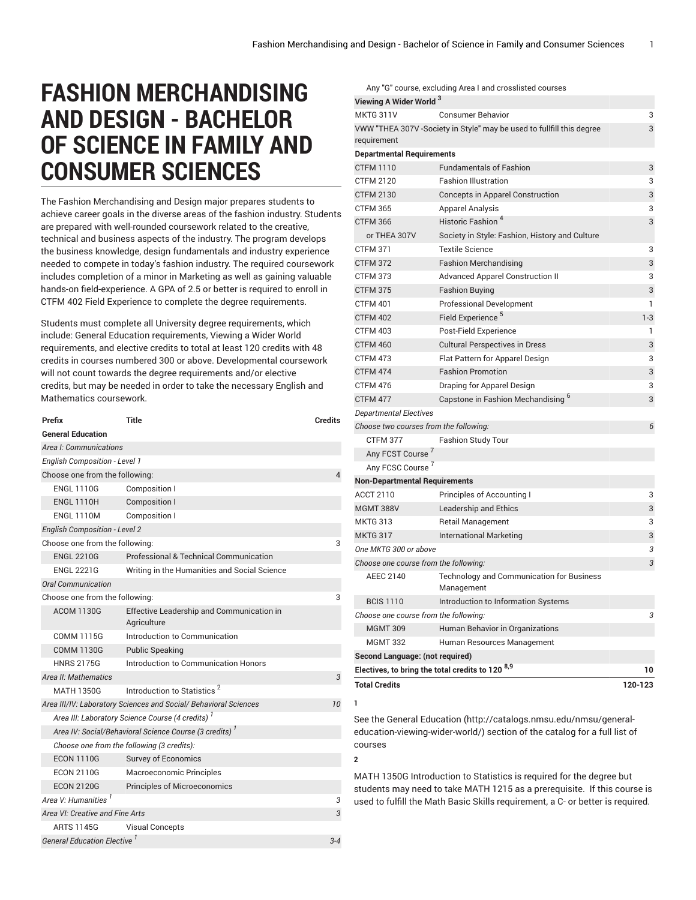# FASHION MERCHANDISING AND DESIGN - BACHELOR OF SCIENCE IN FAMILY AND CONSUMER SCIENCES

The Fashion Merchandising and Design major prepares students to achieve career goals in the diverse areas of the fashion industry. Students are prepared with well-rounded coursework related to the creative, technical and business aspects of the industry. The program develops the business knowledge, design fundamentals and industry experience needed to compete in today's fashion industry. The required coursework includes completion of a minor in Marketing as well as gaining valuable hands-on field-experience. A GPA of 2.5 or better is required to enroll in CTFM 402 Field Experience to complete the degree requirements.

Students must complete all University degree requirements, which include: General Education requirements, Viewing a Wider World requirements, and elective credits to total at least 120 credits with 48 credits in courses numbered 300 or above. Developmental coursework will not count towards the degree requirements and/or elective credits, but may be needed in order to take the necessary English and Mathematics coursework.

| Prefix | Title | Credits |
|---|---|---|
| **General Education** | | |
| *Area I: Communications* | | |
| *English Composition - Level 1* | | |
| Choose one from the following: | | 4 |
| ENGL 1110G | Composition I | |
| ENGL 1110H | Composition I | |
| ENGL 1110M | Composition I | |
| *English Composition - Level 2* | | |
| Choose one from the following: | | 3 |
| ENGL 2210G | Professional & Technical Communication | |
| ENGL 2221G | Writing in the Humanities and Social Science | |
| *Oral Communication* | | |
| Choose one from the following: | | 3 |
| ACOM 1130G | Effective Leadership and Communication in Agriculture | |
| COMM 1115G | Introduction to Communication | |
| COMM 1130G | Public Speaking | |
| HNRS 2175G | Introduction to Communication Honors | |
| *Area II: Mathematics* | | *3* |
| MATH 1350G | Introduction to Statistics [2] | |
| *Area III/IV: Laboratory Sciences and Social/ Behavioral Sciences* | | *10* |
| *Area III: Laboratory Science Course (4 credits)* [1] | | |
| *Area IV: Social/Behavioral Science Course (3 credits)* [1] | | |
| *Choose one from the following (3 credits):* | | |
| ECON 1110G | Survey of Economics | |
| ECON 2110G | Macroeconomic Principles | |
| ECON 2120G | Principles of Microeconomics | |
| *Area V: Humanities* [1] | | *3* |
| *Area VI: Creative and Fine Arts* | | *3* |
| ARTS 1145G | Visual Concepts | |
| *General Education Elective* [1] | | *3-4* |
| Any "G" course, excluding Area I and crosslisted courses | | |
| **Viewing A Wider World** [3] | | |
| MKTG 311V | Consumer Behavior | 3 |
| VWW "THEA 307V -Society in Style" may be used to fullfill this degree requirement | | 3 |
| **Departmental Requirements** | | |
| CTFM 1110 | Fundamentals of Fashion | 3 |
| CTFM 2120 | Fashion Illustration | 3 |
| CTFM 2130 | Concepts in Apparel Construction | 3 |
| CTFM 365 | Apparel Analysis | 3 |
| CTFM 366 | Historic Fashion [4] | 3 |
| or THEA 307V | Society in Style: Fashion, History and Culture | |
| CTFM 371 | Textile Science | 3 |
| CTFM 372 | Fashion Merchandising | 3 |
| CTFM 373 | Advanced Apparel Construction II | 3 |
| CTFM 375 | Fashion Buying | 3 |
| CTFM 401 | Professional Development | 1 |
| CTFM 402 | Field Experience [5] | 1-3 |
| CTFM 403 | Post-Field Experience | 1 |
| CTFM 460 | Cultural Perspectives in Dress | 3 |
| CTFM 473 | Flat Pattern for Apparel Design | 3 |
| CTFM 474 | Fashion Promotion | 3 |
| CTFM 476 | Draping for Apparel Design | 3 |
| CTFM 477 | Capstone in Fashion Mechandising [6] | 3 |
| *Departmental Electives* | | |
| *Choose two courses from the following:* | | *6* |
| CTFM 377 | Fashion Study Tour | |
| Any FCST Course [7] | | |
| Any FCSC Course [7] | | |
| **Non-Departmental Requirements** | | |
| ACCT 2110 | Principles of Accounting I | 3 |
| MGMT 388V | Leadership and Ethics | 3 |
| MKTG 313 | Retail Management | 3 |
| MKTG 317 | International Marketing | 3 |
| *One MKTG 300 or above* | | *3* |
| *Choose one course from the following:* | | *3* |
| AEEC 2140 | Technology and Communication for Business Management | |
| BCIS 1110 | Introduction to Information Systems | |
| *Choose one course from the following:* | | *3* |
| MGMT 309 | Human Behavior in Organizations | |
| MGMT 332 | Human Resources Management | |
| **Second Language: (not required)** | | |
| **Electives, to bring the total credits to 120** [8,9] | | **10** |
| **Total Credits** | | **120-123** |

**1**

See the General Education (http://catalogs.nmsu.edu/nmsu/general-education-viewing-wider-world/) section of the catalog for a full list of courses

**2**

MATH 1350G Introduction to Statistics is required for the degree but students may need to take MATH 1215 as a prerequisite. If this course is used to fulfill the Math Basic Skills requirement, a C- or better is required.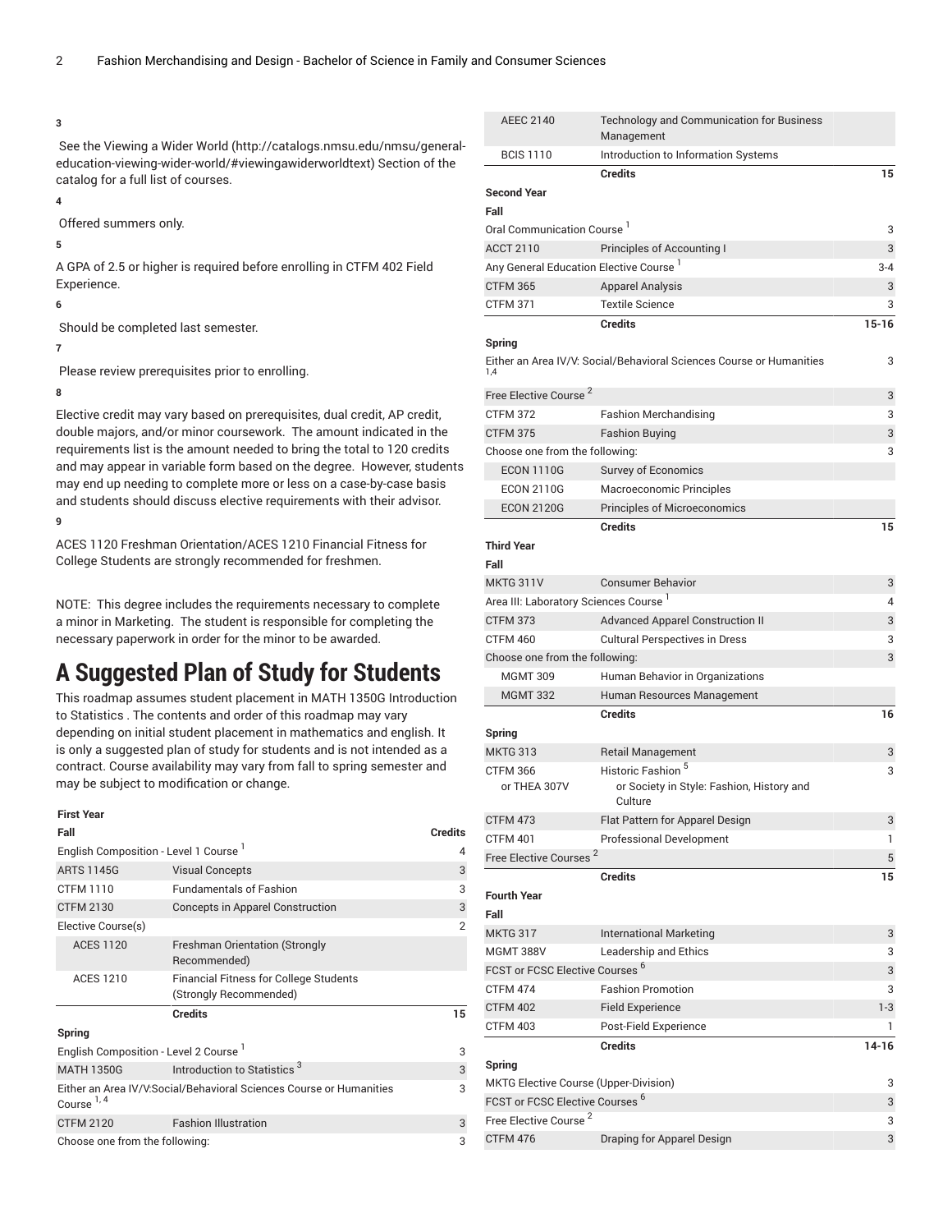3

See the Viewing a Wider World (http://catalogs.nmsu.edu/nmsu/general-education-viewing-wider-world/#viewingawiderworldtext) Section of the catalog for a full list of courses.

4

Offered summers only.

5

A GPA of 2.5 or higher is required before enrolling in CTFM 402 Field Experience.

6

Should be completed last semester.

7

Please review prerequisites prior to enrolling.

8

Elective credit may vary based on prerequisites, dual credit, AP credit, double majors, and/or minor coursework. The amount indicated in the requirements list is the amount needed to bring the total to 120 credits and may appear in variable form based on the degree. However, students may end up needing to complete more or less on a case-by-case basis and students should discuss elective requirements with their advisor.

9

ACES 1120 Freshman Orientation/ACES 1210 Financial Fitness for College Students are strongly recommended for freshmen.

NOTE: This degree includes the requirements necessary to complete a minor in Marketing. The student is responsible for completing the necessary paperwork in order for the minor to be awarded.

# A Suggested Plan of Study for Students

This roadmap assumes student placement in MATH 1350G Introduction to Statistics . The contents and order of this roadmap may vary depending on initial student placement in mathematics and english. It is only a suggested plan of study for students and is not intended as a contract. Course availability may vary from fall to spring semester and may be subject to modification or change.

| First Year | | |
|---|---|---|
| **Fall** | | **Credits** |
| English Composition - Level 1 Course [1] | | 4 |
| ARTS 1145G | Visual Concepts | 3 |
| CTFM 1110 | Fundamentals of Fashion | 3 |
| CTFM 2130 | Concepts in Apparel Construction | 3 |
| Elective Course(s) | | 2 |
| ACES 1120 | Freshman Orientation (Strongly Recommended) | |
| ACES 1210 | Financial Fitness for College Students (Strongly Recommended) | |
| | **Credits** | **15** |
| **Spring** | | |
| English Composition - Level 2 Course [1] | | 3 |
| MATH 1350G | Introduction to Statistics [3] | 3 |
| Either an Area IV/V:Social/Behavioral Sciences Course or Humanities Course [1, 4] | | 3 |
| CTFM 2120 | Fashion Illustration | 3 |
| Choose one from the following: | | 3 |
| AEEC 2140 | Technology and Communication for Business Management | |
| BCIS 1110 | Introduction to Information Systems | |
| | **Credits** | **15** |
| **Second Year** | | |
| **Fall** | | |
| Oral Communication Course [1] | | 3 |
| ACCT 2110 | Principles of Accounting I | 3 |
| Any General Education Elective Course [1] | | 3-4 |
| CTFM 365 | Apparel Analysis | 3 |
| CTFM 371 | Textile Science | 3 |
| | **Credits** | **15-16** |
| **Spring** | | |
| Either an Area IV/V: Social/Behavioral Sciences Course or Humanities [1,4] | | 3 |
| Free Elective Course [2] | | 3 |
| CTFM 372 | Fashion Merchandising | 3 |
| CTFM 375 | Fashion Buying | 3 |
| Choose one from the following: | | 3 |
| ECON 1110G | Survey of Economics | |
| ECON 2110G | Macroeconomic Principles | |
| ECON 2120G | Principles of Microeconomics | |
| | **Credits** | **15** |
| **Third Year** | | |
| **Fall** | | |
| MKTG 311V | Consumer Behavior | 3 |
| Area III: Laboratory Sciences Course [1] | | 4 |
| CTFM 373 | Advanced Apparel Construction II | 3 |
| CTFM 460 | Cultural Perspectives in Dress | 3 |
| Choose one from the following: | | 3 |
| MGMT 309 | Human Behavior in Organizations | |
| MGMT 332 | Human Resources Management | |
| | **Credits** | **16** |
| **Spring** | | |
| MKTG 313 | Retail Management | 3 |
| CTFM 366 or THEA 307V | Historic Fashion [5] or Society in Style: Fashion, History and Culture | 3 |
| CTFM 473 | Flat Pattern for Apparel Design | 3 |
| CTFM 401 | Professional Development | 1 |
| Free Elective Courses [2] | | 5 |
| | **Credits** | **15** |
| **Fourth Year** | | |
| **Fall** | | |
| MKTG 317 | International Marketing | 3 |
| MGMT 388V | Leadership and Ethics | 3 |
| FCST or FCSC Elective Courses [6] | | 3 |
| CTFM 474 | Fashion Promotion | 3 |
| CTFM 402 | Field Experience | 1-3 |
| CTFM 403 | Post-Field Experience | 1 |
| | **Credits** | **14-16** |
| **Spring** | | |
| MKTG Elective Course (Upper-Division) | | 3 |
| FCST or FCSC Elective Courses [6] | | 3 |
| Free Elective Course [2] | | 3 |
| CTFM 476 | Draping for Apparel Design | 3 |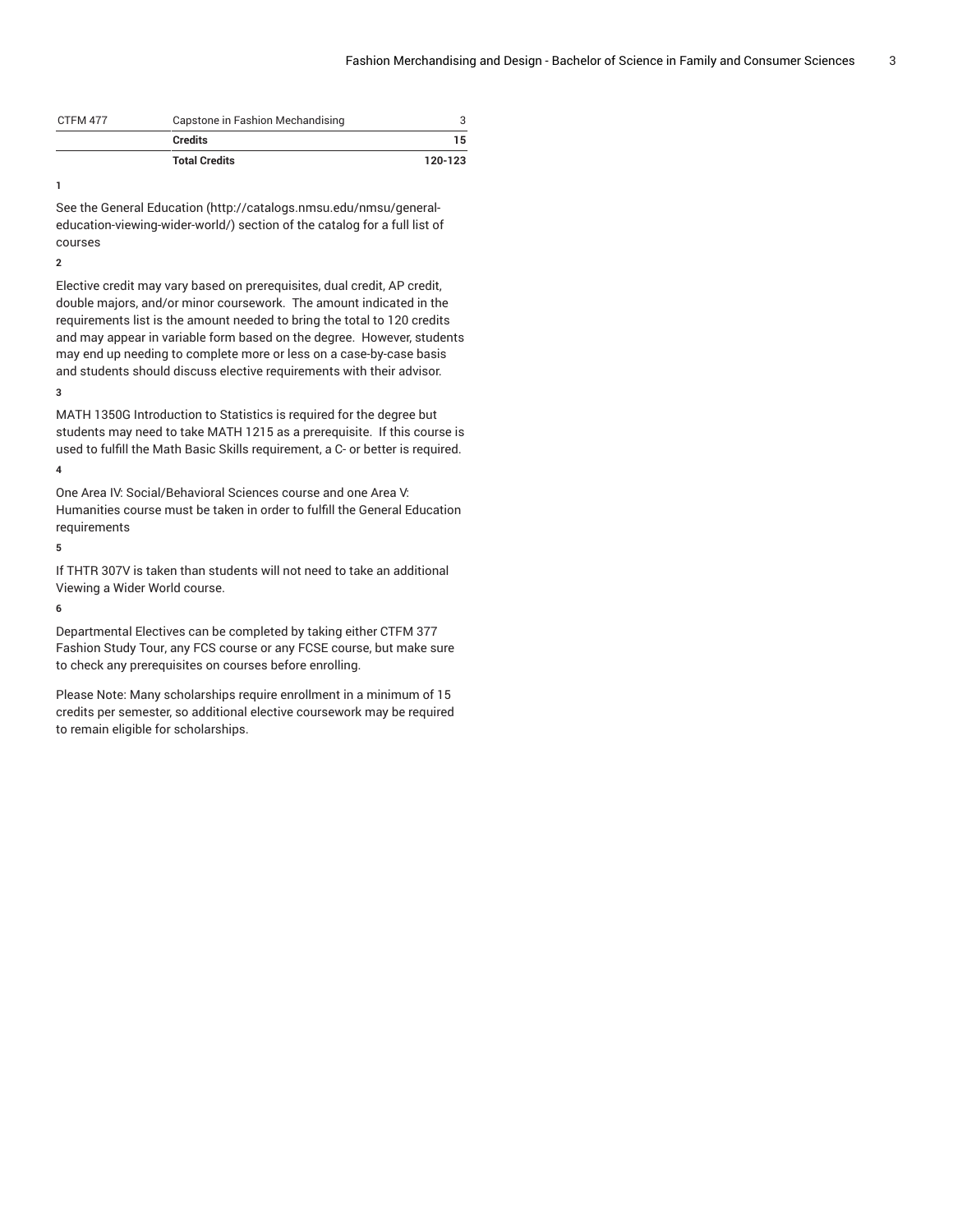| | | |
|---|---|---|
| CTFM 477 | Capstone in Fashion Mechandising | 3 |
| | **Credits** | **15** |
| | **Total Credits** | **120-123** |

**1**

See the General Education (http://catalogs.nmsu.edu/nmsu/general-education-viewing-wider-world/) section of the catalog for a full list of courses

**2**

Elective credit may vary based on prerequisites, dual credit, AP credit, double majors, and/or minor coursework. The amount indicated in the requirements list is the amount needed to bring the total to 120 credits and may appear in variable form based on the degree. However, students may end up needing to complete more or less on a case-by-case basis and students should discuss elective requirements with their advisor.

**3**

MATH 1350G Introduction to Statistics is required for the degree but students may need to take MATH 1215 as a prerequisite. If this course is used to fulfill the Math Basic Skills requirement, a C- or better is required.

**4**

One Area IV: Social/Behavioral Sciences course and one Area V: Humanities course must be taken in order to fulfill the General Education requirements

**5**

If THTR 307V is taken than students will not need to take an additional Viewing a Wider World course.

**6**

Departmental Electives can be completed by taking either CTFM 377 Fashion Study Tour, any FCS course or any FCSE course, but make sure to check any prerequisites on courses before enrolling.

Please Note: Many scholarships require enrollment in a minimum of 15 credits per semester, so additional elective coursework may be required to remain eligible for scholarships.